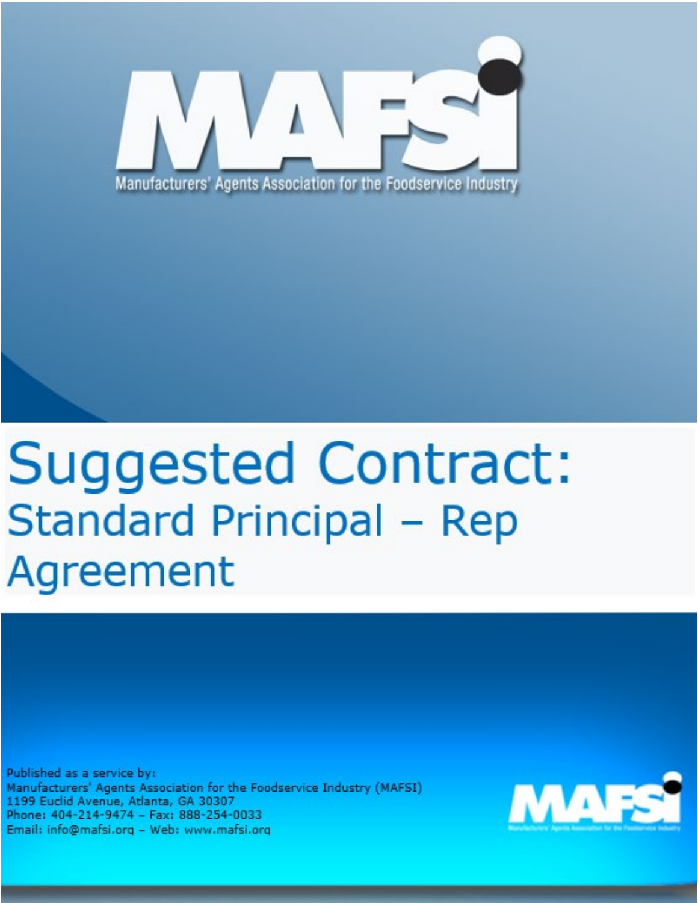# MAFSI

Manufacturers' Agents Association for the Foodservice Industry

# Suggested Contract:

## Standard Principal – Rep Agreement

Published as a service by:
Manufacturers' Agents Association for the Foodservice Industry (MAFSI)
1199 Euclid Avenue, Atlanta, GA 30307
Phone: 404-214-9474 – Fax: 888-254-0033
Email: info@mafsi.org – Web: www.mafsi.org

MAFSI

Manufacturers' Agents Association for the Foodservice Industry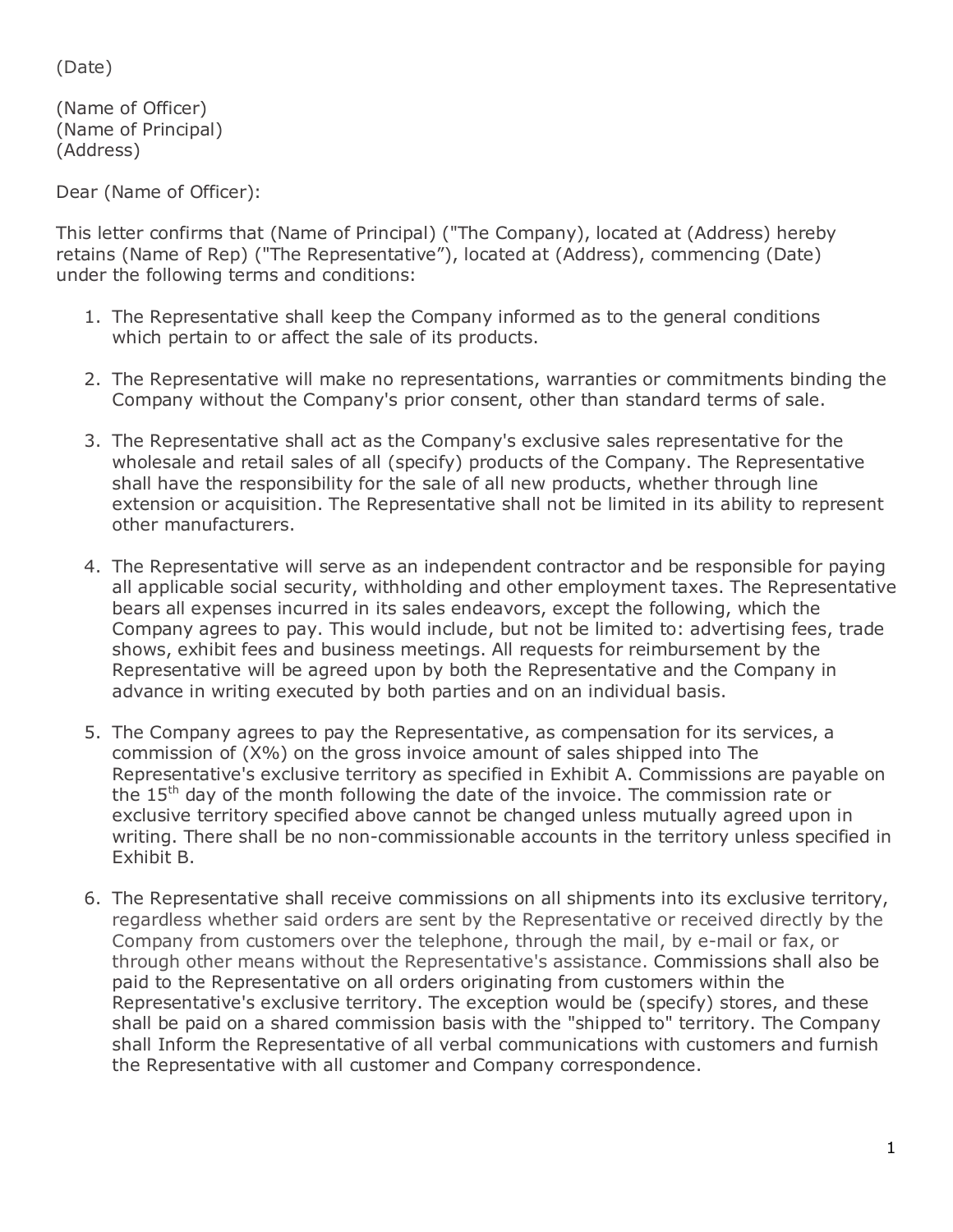(Date)

(Name of Officer)
(Name of Principal)
(Address)

Dear (Name of Officer):

This letter confirms that (Name of Principal) ("The Company), located at (Address) hereby retains (Name of Rep) ("The Representative"), located at (Address), commencing (Date) under the following terms and conditions:

1. The Representative shall keep the Company informed as to the general conditions which pertain to or affect the sale of its products.

2. The Representative will make no representations, warranties or commitments binding the Company without the Company's prior consent, other than standard terms of sale.

3. The Representative shall act as the Company's exclusive sales representative for the wholesale and retail sales of all (specify) products of the Company. The Representative shall have the responsibility for the sale of all new products, whether through line extension or acquisition. The Representative shall not be limited in its ability to represent other manufacturers.

4. The Representative will serve as an independent contractor and be responsible for paying all applicable social security, withholding and other employment taxes. The Representative bears all expenses incurred in its sales endeavors, except the following, which the Company agrees to pay. This would include, but not be limited to: advertising fees, trade shows, exhibit fees and business meetings. All requests for reimbursement by the Representative will be agreed upon by both the Representative and the Company in advance in writing executed by both parties and on an individual basis.

5. The Company agrees to pay the Representative, as compensation for its services, a commission of (X%) on the gross invoice amount of sales shipped into The Representative's exclusive territory as specified in Exhibit A. Commissions are payable on the 15th day of the month following the date of the invoice. The commission rate or exclusive territory specified above cannot be changed unless mutually agreed upon in writing. There shall be no non-commissionable accounts in the territory unless specified in Exhibit B.

6. The Representative shall receive commissions on all shipments into its exclusive territory, regardless whether said orders are sent by the Representative or received directly by the Company from customers over the telephone, through the mail, by e-mail or fax, or through other means without the Representative's assistance. Commissions shall also be paid to the Representative on all orders originating from customers within the Representative's exclusive territory. The exception would be (specify) stores, and these shall be paid on a shared commission basis with the "shipped to" territory. The Company shall Inform the Representative of all verbal communications with customers and furnish the Representative with all customer and Company correspondence.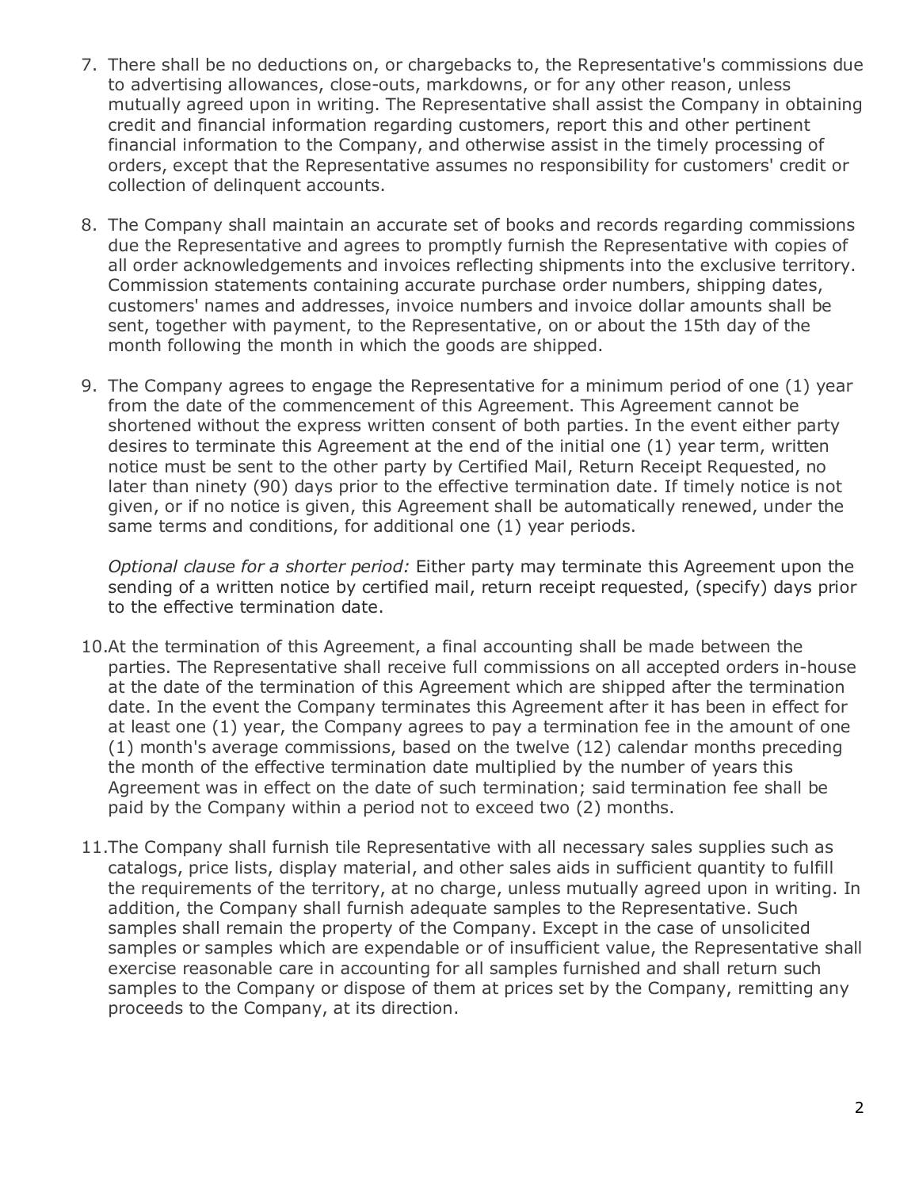7. There shall be no deductions on, or chargebacks to, the Representative's commissions due to advertising allowances, close-outs, markdowns, or for any other reason, unless mutually agreed upon in writing. The Representative shall assist the Company in obtaining credit and financial information regarding customers, report this and other pertinent financial information to the Company, and otherwise assist in the timely processing of orders, except that the Representative assumes no responsibility for customers' credit or collection of delinquent accounts.

8. The Company shall maintain an accurate set of books and records regarding commissions due the Representative and agrees to promptly furnish the Representative with copies of all order acknowledgements and invoices reflecting shipments into the exclusive territory. Commission statements containing accurate purchase order numbers, shipping dates, customers' names and addresses, invoice numbers and invoice dollar amounts shall be sent, together with payment, to the Representative, on or about the 15th day of the month following the month in which the goods are shipped.

9. The Company agrees to engage the Representative for a minimum period of one (1) year from the date of the commencement of this Agreement. This Agreement cannot be shortened without the express written consent of both parties. In the event either party desires to terminate this Agreement at the end of the initial one (1) year term, written notice must be sent to the other party by Certified Mail, Return Receipt Requested, no later than ninety (90) days prior to the effective termination date. If timely notice is not given, or if no notice is given, this Agreement shall be automatically renewed, under the same terms and conditions, for additional one (1) year periods.

   *Optional clause for a shorter period:* Either party may terminate this Agreement upon the sending of a written notice by certified mail, return receipt requested, (specify) days prior to the effective termination date.

10. At the termination of this Agreement, a final accounting shall be made between the parties. The Representative shall receive full commissions on all accepted orders in-house at the date of the termination of this Agreement which are shipped after the termination date. In the event the Company terminates this Agreement after it has been in effect for at least one (1) year, the Company agrees to pay a termination fee in the amount of one (1) month's average commissions, based on the twelve (12) calendar months preceding the month of the effective termination date multiplied by the number of years this Agreement was in effect on the date of such termination; said termination fee shall be paid by the Company within a period not to exceed two (2) months.

11. The Company shall furnish tile Representative with all necessary sales supplies such as catalogs, price lists, display material, and other sales aids in sufficient quantity to fulfill the requirements of the territory, at no charge, unless mutually agreed upon in writing. In addition, the Company shall furnish adequate samples to the Representative. Such samples shall remain the property of the Company. Except in the case of unsolicited samples or samples which are expendable or of insufficient value, the Representative shall exercise reasonable care in accounting for all samples furnished and shall return such samples to the Company or dispose of them at prices set by the Company, remitting any proceeds to the Company, at its direction.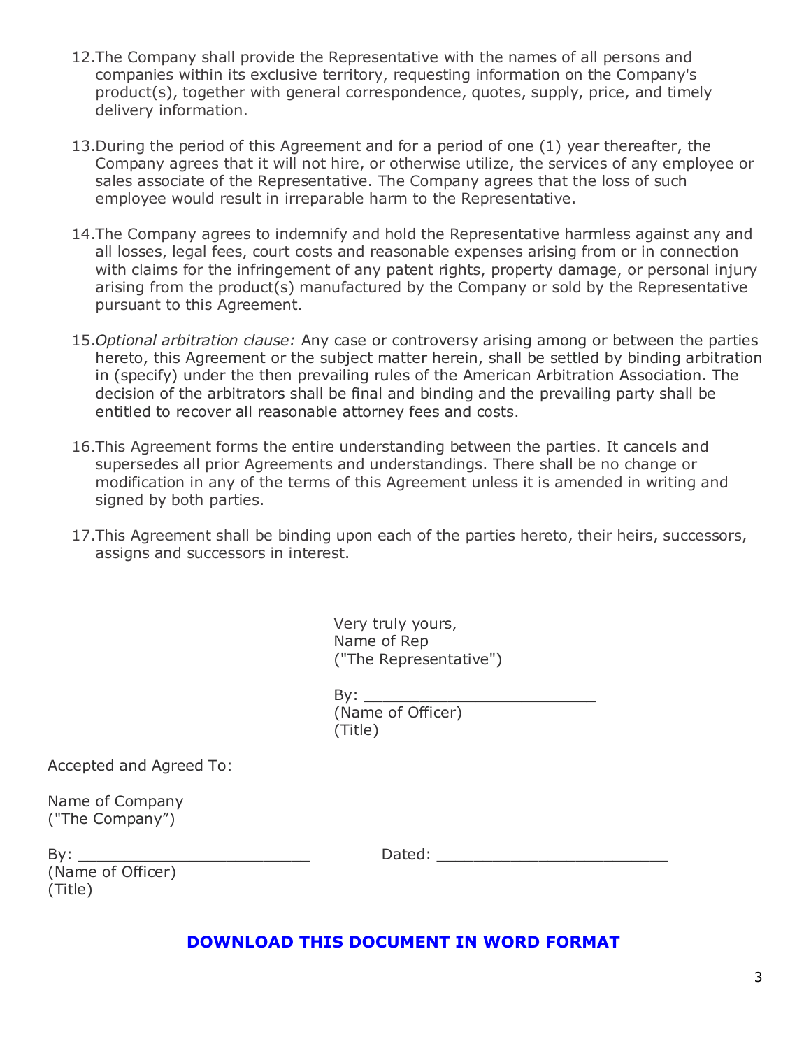12. The Company shall provide the Representative with the names of all persons and companies within its exclusive territory, requesting information on the Company's product(s), together with general correspondence, quotes, supply, price, and timely delivery information.

13. During the period of this Agreement and for a period of one (1) year thereafter, the Company agrees that it will not hire, or otherwise utilize, the services of any employee or sales associate of the Representative. The Company agrees that the loss of such employee would result in irreparable harm to the Representative.

14. The Company agrees to indemnify and hold the Representative harmless against any and all losses, legal fees, court costs and reasonable expenses arising from or in connection with claims for the infringement of any patent rights, property damage, or personal injury arising from the product(s) manufactured by the Company or sold by the Representative pursuant to this Agreement.

15. *Optional arbitration clause:* Any case or controversy arising among or between the parties hereto, this Agreement or the subject matter herein, shall be settled by binding arbitration in (specify) under the then prevailing rules of the American Arbitration Association. The decision of the arbitrators shall be final and binding and the prevailing party shall be entitled to recover all reasonable attorney fees and costs.

16. This Agreement forms the entire understanding between the parties. It cancels and supersedes all prior Agreements and understandings. There shall be no change or modification in any of the terms of this Agreement unless it is amended in writing and signed by both parties.

17. This Agreement shall be binding upon each of the parties hereto, their heirs, successors, assigns and successors in interest.

Very truly yours,
Name of Rep
("The Representative")

By: ________________________
(Name of Officer)
(Title)

Accepted and Agreed To:

Name of Company
("The Company")

By: ________________________
(Name of Officer)
(Title)

Dated: ________________________

**DOWNLOAD THIS DOCUMENT IN WORD FORMAT**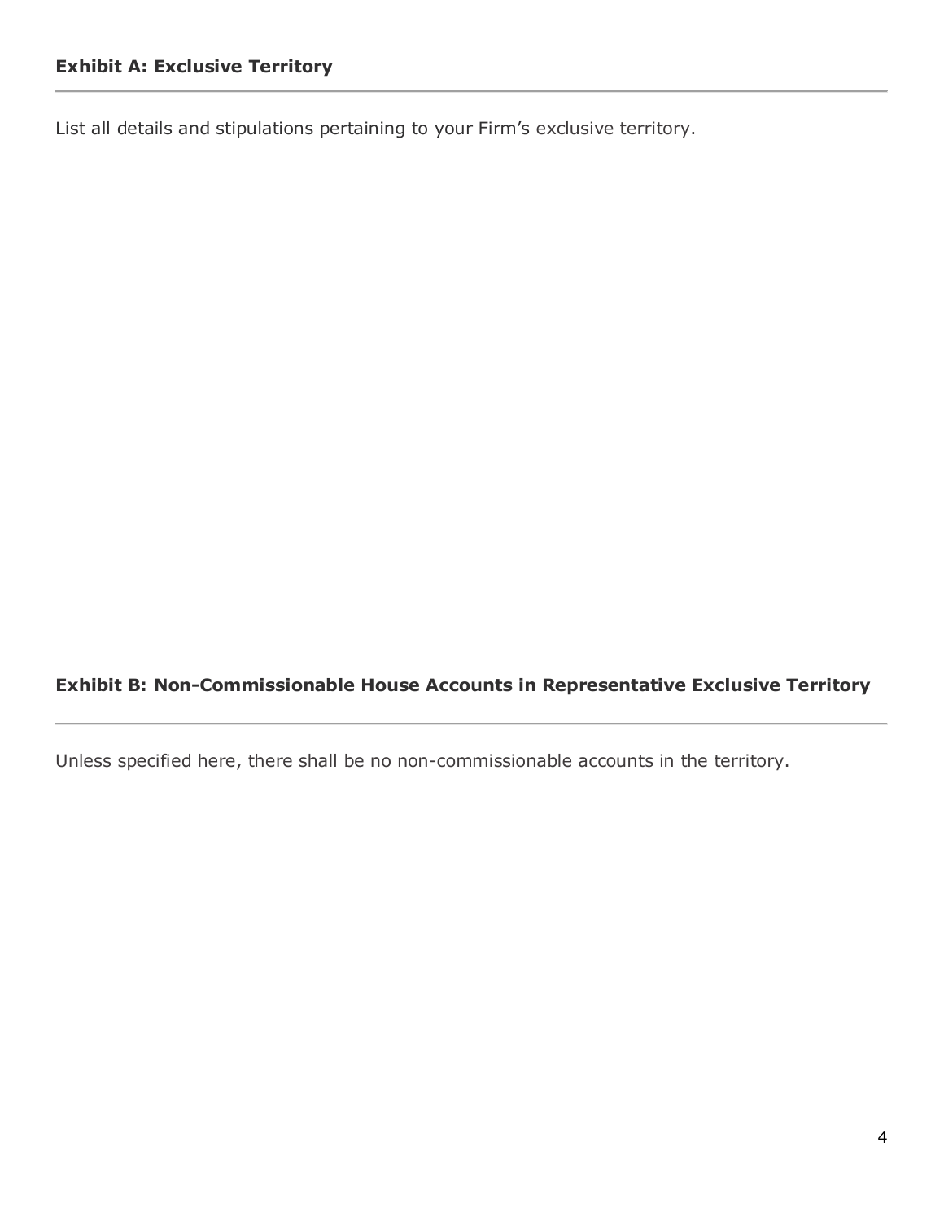**Exhibit A: Exclusive Territory**

---

List all details and stipulations pertaining to your Firm's exclusive territory.

**Exhibit B: Non-Commissionable House Accounts in Representative Exclusive Territory**

---

Unless specified here, there shall be no non-commissionable accounts in the territory.